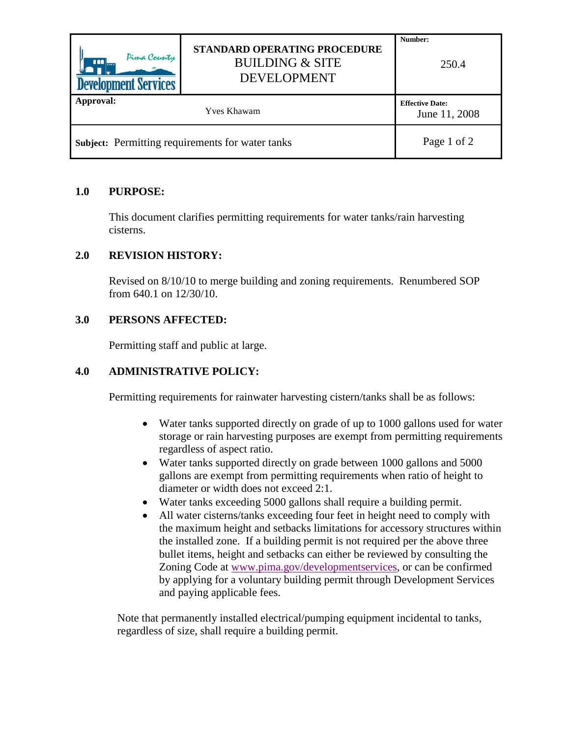| Pima County Development Services | STANDARD OPERATING PROCEDURE<br>BUILDING & SITE DEVELOPMENT | Number:<br>250.4 |
|---|---|---|
| Approval: Yves Khawam | | Effective Date:<br>June 11, 2008 |
| **Subject:** Permitting requirements for water tanks | | Page 1 of 2 |

## 1.0 PURPOSE:

This document clarifies permitting requirements for water tanks/rain harvesting cisterns.

## 2.0 REVISION HISTORY:

Revised on 8/10/10 to merge building and zoning requirements. Renumbered SOP from 640.1 on 12/30/10.

## 3.0 PERSONS AFFECTED:

Permitting staff and public at large.

## 4.0 ADMINISTRATIVE POLICY:

Permitting requirements for rainwater harvesting cistern/tanks shall be as follows:

- Water tanks supported directly on grade of up to 1000 gallons used for water storage or rain harvesting purposes are exempt from permitting requirements regardless of aspect ratio.
- Water tanks supported directly on grade between 1000 gallons and 5000 gallons are exempt from permitting requirements when ratio of height to diameter or width does not exceed 2:1.
- Water tanks exceeding 5000 gallons shall require a building permit.
- All water cisterns/tanks exceeding four feet in height need to comply with the maximum height and setbacks limitations for accessory structures within the installed zone. If a building permit is not required per the above three bullet items, height and setbacks can either be reviewed by consulting the Zoning Code at www.pima.gov/developmentservices, or can be confirmed by applying for a voluntary building permit through Development Services and paying applicable fees.

Note that permanently installed electrical/pumping equipment incidental to tanks, regardless of size, shall require a building permit.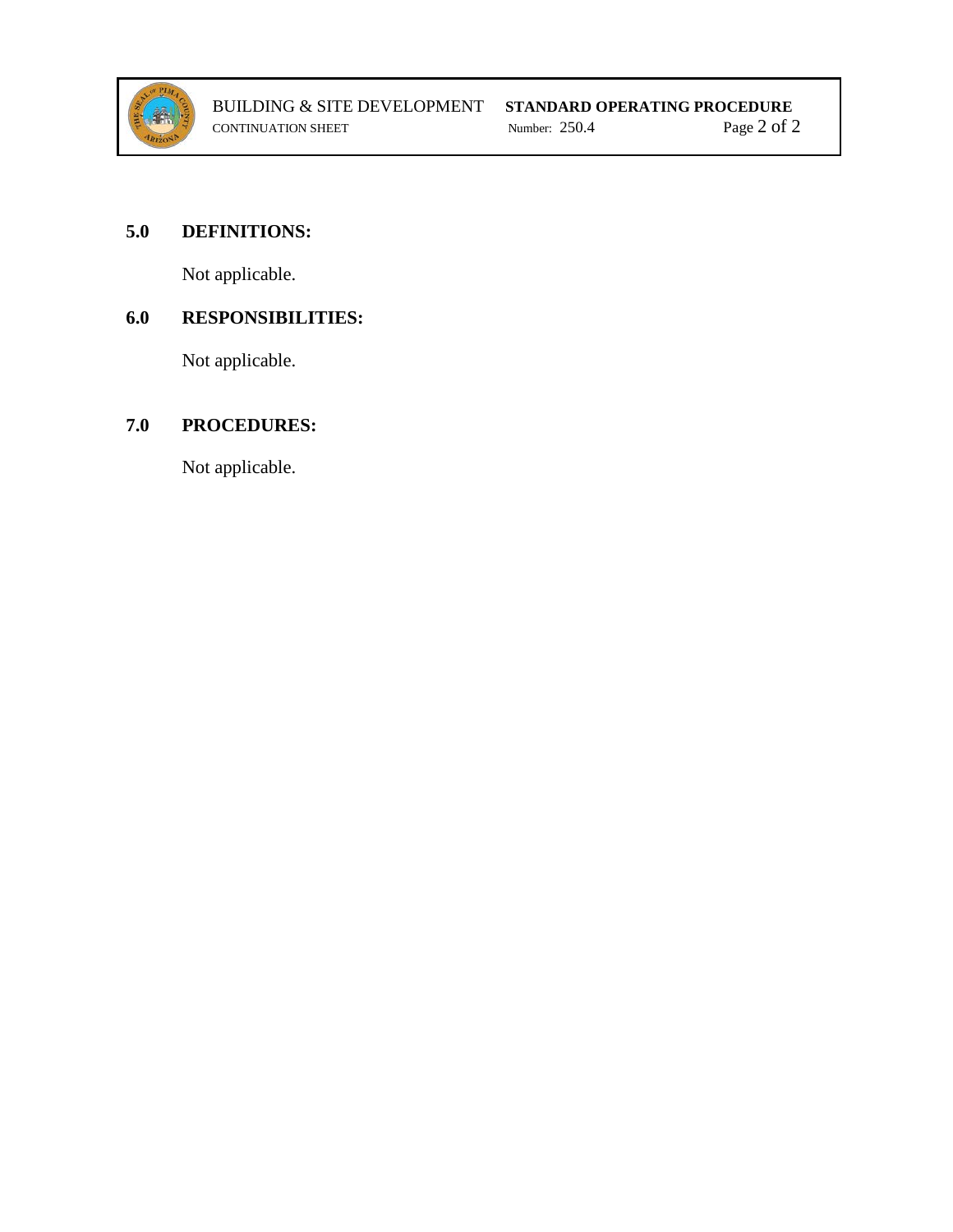## 5.0 DEFINITIONS:

Not applicable.

## 6.0 RESPONSIBILITIES:

Not applicable.

## 7.0 PROCEDURES:

Not applicable.